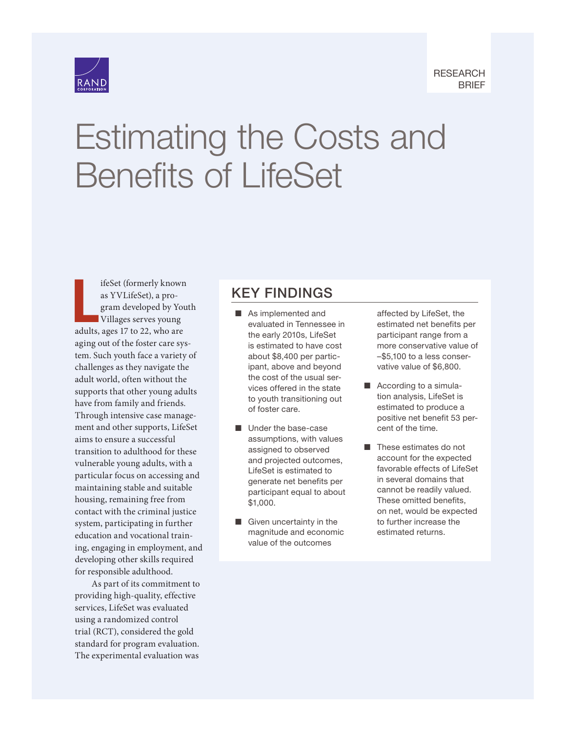RESEARCH BRIEF

# Estimating the Costs and Benefits of LifeSet

LifeSet (formerly known as YVLifeSet), a program developed by Youth Villages serves young adults, ages 17 to 22, who are aging out of the foster care system. Such youth face a variety of challenges as they navigate the adult world, often without the supports that other young adults have from family and friends. Through intensive case management and other supports, LifeSet aims to ensure a successful transition to adulthood for these vulnerable young adults, with a particular focus on accessing and maintaining stable and suitable housing, remaining free from contact with the criminal justice system, participating in further education and vocational training, engaging in employment, and developing other skills required for responsible adulthood.

As part of its commitment to providing high-quality, effective services, LifeSet was evaluated using a randomized control trial (RCT), considered the gold standard for program evaluation. The experimental evaluation was

## KEY FINDINGS

- As implemented and evaluated in Tennessee in the early 2010s, LifeSet is estimated to have cost about $8,400 per participant, above and beyond the cost of the usual services offered in the state to youth transitioning out of foster care.
- Under the base-case assumptions, with values assigned to observed and projected outcomes, LifeSet is estimated to generate net benefits per participant equal to about $1,000.
- Given uncertainty in the magnitude and economic value of the outcomes affected by LifeSet, the estimated net benefits per participant range from a more conservative value of –$5,100 to a less conservative value of $6,800.
- According to a simulation analysis, LifeSet is estimated to produce a positive net benefit 53 percent of the time.
- These estimates do not account for the expected favorable effects of LifeSet in several domains that cannot be readily valued. These omitted benefits, on net, would be expected to further increase the estimated returns.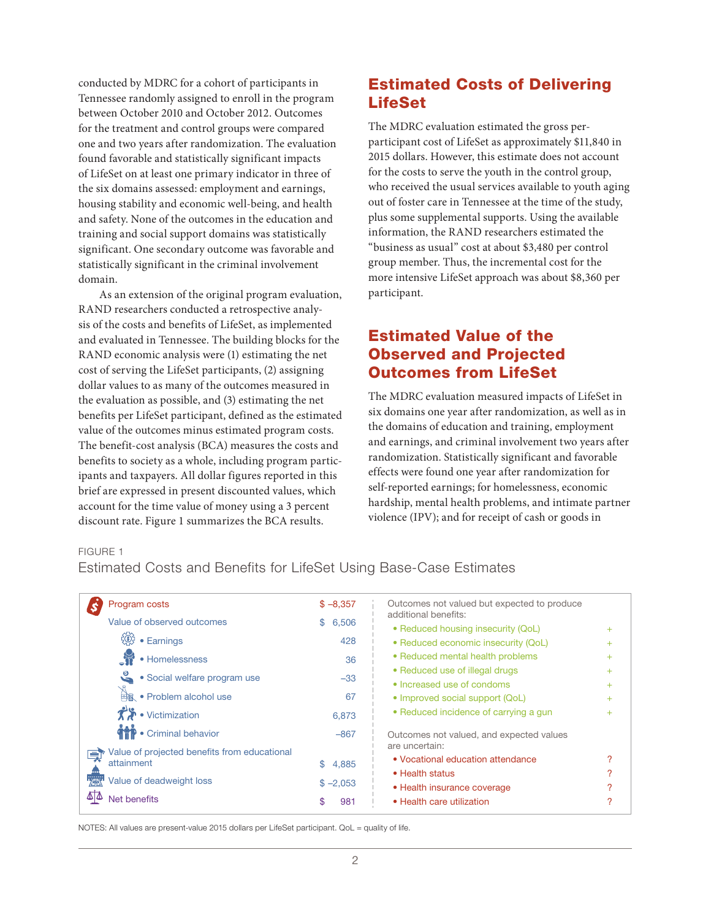conducted by MDRC for a cohort of participants in Tennessee randomly assigned to enroll in the program between October 2010 and October 2012. Outcomes for the treatment and control groups were compared one and two years after randomization. The evaluation found favorable and statistically significant impacts of LifeSet on at least one primary indicator in three of the six domains assessed: employment and earnings, housing stability and economic well-being, and health and safety. None of the outcomes in the education and training and social support domains was statistically significant. One secondary outcome was favorable and statistically significant in the criminal involvement domain.

As an extension of the original program evaluation, RAND researchers conducted a retrospective analysis of the costs and benefits of LifeSet, as implemented and evaluated in Tennessee. The building blocks for the RAND economic analysis were (1) estimating the net cost of serving the LifeSet participants, (2) assigning dollar values to as many of the outcomes measured in the evaluation as possible, and (3) estimating the net benefits per LifeSet participant, defined as the estimated value of the outcomes minus estimated program costs. The benefit-cost analysis (BCA) measures the costs and benefits to society as a whole, including program participants and taxpayers. All dollar figures reported in this brief are expressed in present discounted values, which account for the time value of money using a 3 percent discount rate. Figure 1 summarizes the BCA results.

## Estimated Costs of Delivering LifeSet

The MDRC evaluation estimated the gross per-participant cost of LifeSet as approximately $11,840 in 2015 dollars. However, this estimate does not account for the costs to serve the youth in the control group, who received the usual services available to youth aging out of foster care in Tennessee at the time of the study, plus some supplemental supports. Using the available information, the RAND researchers estimated the "business as usual" cost at about $3,480 per control group member. Thus, the incremental cost for the more intensive LifeSet approach was about $8,360 per participant.

## Estimated Value of the Observed and Projected Outcomes from LifeSet

The MDRC evaluation measured impacts of LifeSet in six domains one year after randomization, as well as in the domains of education and training, employment and earnings, and criminal involvement two years after randomization. Statistically significant and favorable effects were found one year after randomization for self-reported earnings; for homelessness, economic hardship, mental health problems, and intimate partner violence (IPV); and for receipt of cash or goods in

FIGURE 1

Estimated Costs and Benefits for LifeSet Using Base-Case Estimates

| Item | Value |
|---|---|
| Program costs | $ –8,357 |
| Value of observed outcomes | $ 6,506 |
| • Earnings | 428 |
| • Homelessness | 36 |
| • Social welfare program use | –33 |
| • Problem alcohol use | 67 |
| • Victimization | 6,873 |
| • Criminal behavior | –867 |
| Value of projected benefits from educational attainment | $ 4,885 |
| Value of deadweight loss | $ –2,053 |
| Net benefits | $ 981 |

| Outcomes not valued but expected to produce additional benefits: | |
|---|---|
| • Reduced housing insecurity (QoL) | + |
| • Reduced economic insecurity (QoL) | + |
| • Reduced mental health problems | + |
| • Reduced use of illegal drugs | + |
| • Increased use of condoms | + |
| • Improved social support (QoL) | + |
| • Reduced incidence of carrying a gun | + |
| **Outcomes not valued, and expected values are uncertain:** | |
| • Vocational education attendance | ? |
| • Health status | ? |
| • Health insurance coverage | ? |
| • Health care utilization | ? |

NOTES: All values are present-value 2015 dollars per LifeSet participant. QoL = quality of life.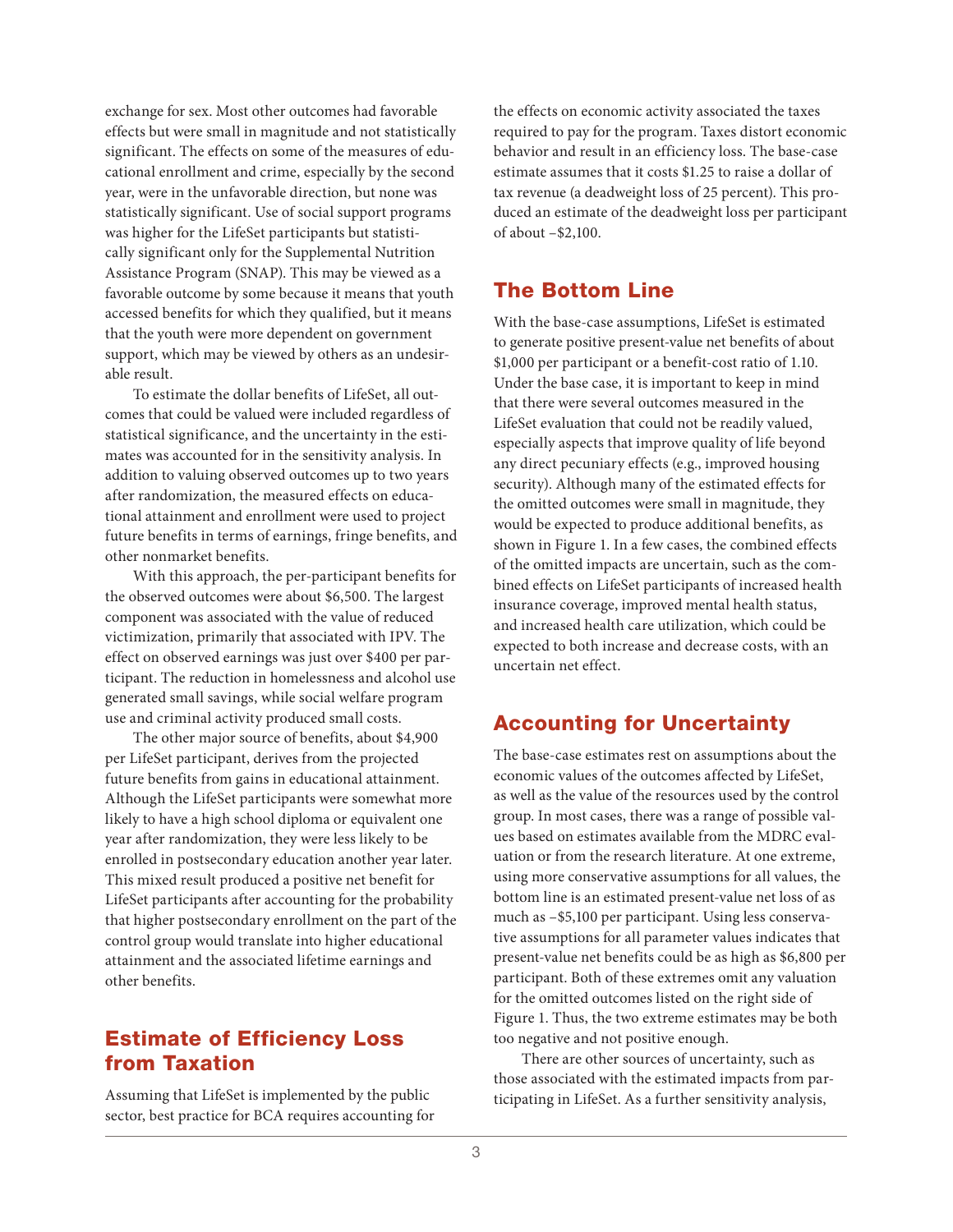exchange for sex. Most other outcomes had favorable effects but were small in magnitude and not statistically significant. The effects on some of the measures of educational enrollment and crime, especially by the second year, were in the unfavorable direction, but none was statistically significant. Use of social support programs was higher for the LifeSet participants but statistically significant only for the Supplemental Nutrition Assistance Program (SNAP). This may be viewed as a favorable outcome by some because it means that youth accessed benefits for which they qualified, but it means that the youth were more dependent on government support, which may be viewed by others as an undesirable result.

To estimate the dollar benefits of LifeSet, all outcomes that could be valued were included regardless of statistical significance, and the uncertainty in the estimates was accounted for in the sensitivity analysis. In addition to valuing observed outcomes up to two years after randomization, the measured effects on educational attainment and enrollment were used to project future benefits in terms of earnings, fringe benefits, and other nonmarket benefits.

With this approach, the per-participant benefits for the observed outcomes were about $6,500. The largest component was associated with the value of reduced victimization, primarily that associated with IPV. The effect on observed earnings was just over $400 per participant. The reduction in homelessness and alcohol use generated small savings, while social welfare program use and criminal activity produced small costs.

The other major source of benefits, about $4,900 per LifeSet participant, derives from the projected future benefits from gains in educational attainment. Although the LifeSet participants were somewhat more likely to have a high school diploma or equivalent one year after randomization, they were less likely to be enrolled in postsecondary education another year later. This mixed result produced a positive net benefit for LifeSet participants after accounting for the probability that higher postsecondary enrollment on the part of the control group would translate into higher educational attainment and the associated lifetime earnings and other benefits.

## Estimate of Efficiency Loss from Taxation

Assuming that LifeSet is implemented by the public sector, best practice for BCA requires accounting for the effects on economic activity associated the taxes required to pay for the program. Taxes distort economic behavior and result in an efficiency loss. The base-case estimate assumes that it costs $1.25 to raise a dollar of tax revenue (a deadweight loss of 25 percent). This produced an estimate of the deadweight loss per participant of about –$2,100.

## The Bottom Line

With the base-case assumptions, LifeSet is estimated to generate positive present-value net benefits of about $1,000 per participant or a benefit-cost ratio of 1.10. Under the base case, it is important to keep in mind that there were several outcomes measured in the LifeSet evaluation that could not be readily valued, especially aspects that improve quality of life beyond any direct pecuniary effects (e.g., improved housing security). Although many of the estimated effects for the omitted outcomes were small in magnitude, they would be expected to produce additional benefits, as shown in Figure 1. In a few cases, the combined effects of the omitted impacts are uncertain, such as the combined effects on LifeSet participants of increased health insurance coverage, improved mental health status, and increased health care utilization, which could be expected to both increase and decrease costs, with an uncertain net effect.

## Accounting for Uncertainty

The base-case estimates rest on assumptions about the economic values of the outcomes affected by LifeSet, as well as the value of the resources used by the control group. In most cases, there was a range of possible values based on estimates available from the MDRC evaluation or from the research literature. At one extreme, using more conservative assumptions for all values, the bottom line is an estimated present-value net loss of as much as –$5,100 per participant. Using less conservative assumptions for all parameter values indicates that present-value net benefits could be as high as $6,800 per participant. Both of these extremes omit any valuation for the omitted outcomes listed on the right side of Figure 1. Thus, the two extreme estimates may be both too negative and not positive enough.

There are other sources of uncertainty, such as those associated with the estimated impacts from participating in LifeSet. As a further sensitivity analysis,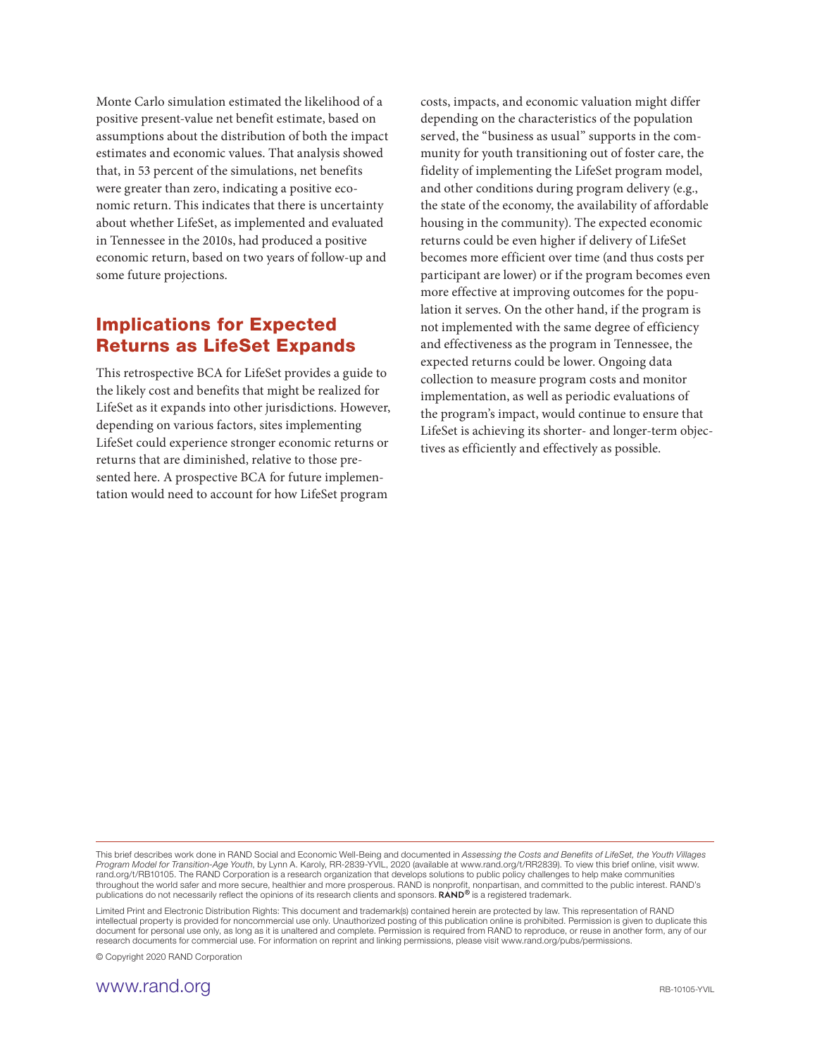Monte Carlo simulation estimated the likelihood of a positive present-value net benefit estimate, based on assumptions about the distribution of both the impact estimates and economic values. That analysis showed that, in 53 percent of the simulations, net benefits were greater than zero, indicating a positive economic return. This indicates that there is uncertainty about whether LifeSet, as implemented and evaluated in Tennessee in the 2010s, had produced a positive economic return, based on two years of follow-up and some future projections.

## Implications for Expected Returns as LifeSet Expands

This retrospective BCA for LifeSet provides a guide to the likely cost and benefits that might be realized for LifeSet as it expands into other jurisdictions. However, depending on various factors, sites implementing LifeSet could experience stronger economic returns or returns that are diminished, relative to those presented here. A prospective BCA for future implementation would need to account for how LifeSet program costs, impacts, and economic valuation might differ depending on the characteristics of the population served, the "business as usual" supports in the community for youth transitioning out of foster care, the fidelity of implementing the LifeSet program model, and other conditions during program delivery (e.g., the state of the economy, the availability of affordable housing in the community). The expected economic returns could be even higher if delivery of LifeSet becomes more efficient over time (and thus costs per participant are lower) or if the program becomes even more effective at improving outcomes for the population it serves. On the other hand, if the program is not implemented with the same degree of efficiency and effectiveness as the program in Tennessee, the expected returns could be lower. Ongoing data collection to measure program costs and monitor implementation, as well as periodic evaluations of the program's impact, would continue to ensure that LifeSet is achieving its shorter- and longer-term objectives as efficiently and effectively as possible.

---

This brief describes work done in RAND Social and Economic Well-Being and documented in *Assessing the Costs and Benefits of LifeSet, the Youth Villages Program Model for Transition-Age Youth*, by Lynn A. Karoly, RR-2839-YVIL, 2020 (available at www.rand.org/t/RR2839). To view this brief online, visit www.rand.org/t/RB10105. The RAND Corporation is a research organization that develops solutions to public policy challenges to help make communities throughout the world safer and more secure, healthier and more prosperous. RAND is nonprofit, nonpartisan, and committed to the public interest. RAND's publications do not necessarily reflect the opinions of its research clients and sponsors. **RAND®** is a registered trademark.

Limited Print and Electronic Distribution Rights: This document and trademark(s) contained herein are protected by law. This representation of RAND intellectual property is provided for noncommercial use only. Unauthorized posting of this publication online is prohibited. Permission is given to duplicate this document for personal use only, as long as it is unaltered and complete. Permission is required from RAND to reproduce, or reuse in another form, any of our research documents for commercial use. For information on reprint and linking permissions, please visit www.rand.org/pubs/permissions.

© Copyright 2020 RAND Corporation

www.rand.org

RB-10105-YVIL